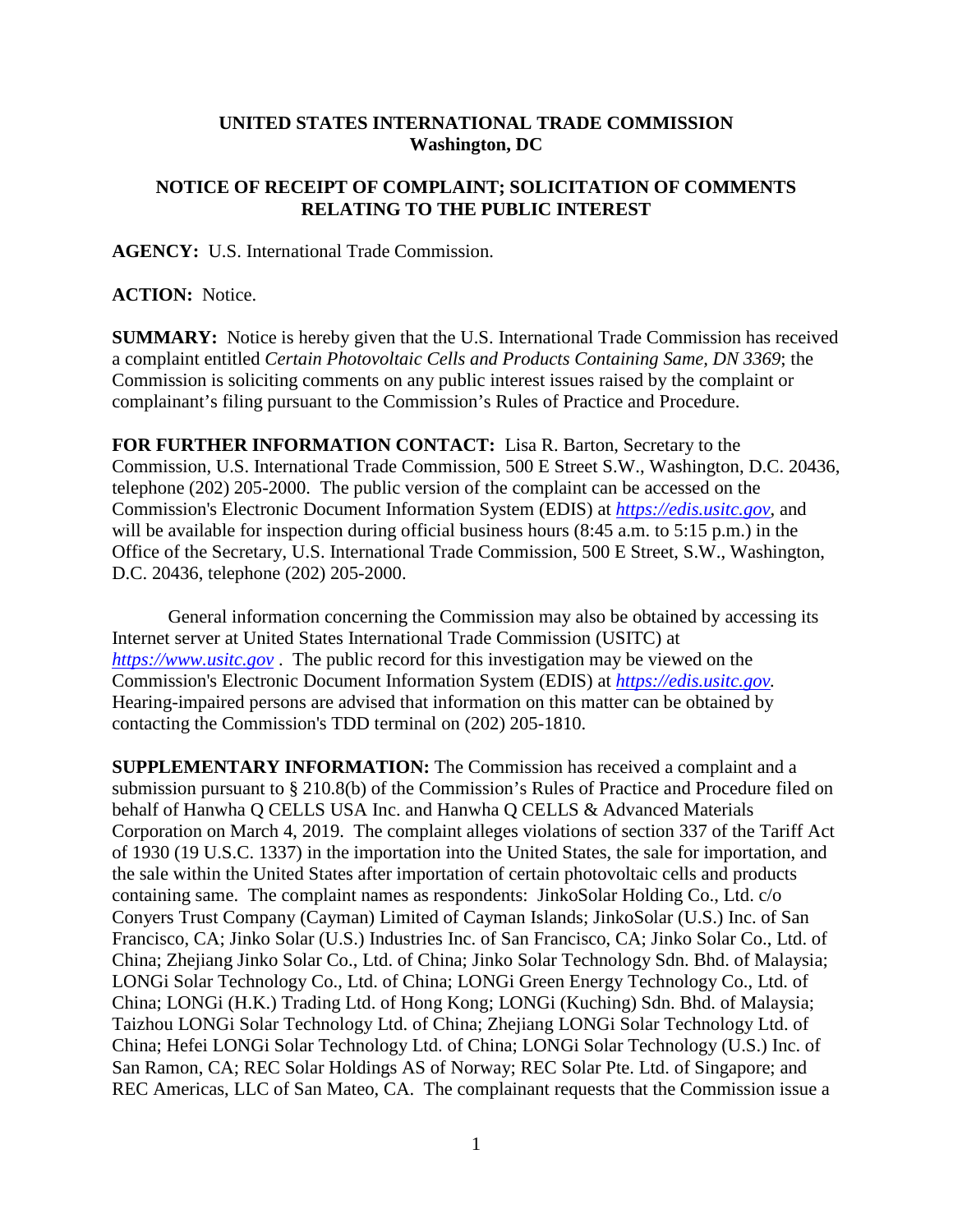**UNITED STATES INTERNATIONAL TRADE COMMISSION**
**Washington, DC**

**NOTICE OF RECEIPT OF COMPLAINT; SOLICITATION OF COMMENTS RELATING TO THE PUBLIC INTEREST**

**AGENCY:** U.S. International Trade Commission.

**ACTION:** Notice.

**SUMMARY:** Notice is hereby given that the U.S. International Trade Commission has received a complaint entitled *Certain Photovoltaic Cells and Products Containing Same, DN 3369*; the Commission is soliciting comments on any public interest issues raised by the complaint or complainant's filing pursuant to the Commission's Rules of Practice and Procedure.

**FOR FURTHER INFORMATION CONTACT:** Lisa R. Barton, Secretary to the Commission, U.S. International Trade Commission, 500 E Street S.W., Washington, D.C. 20436, telephone (202) 205-2000. The public version of the complaint can be accessed on the Commission's Electronic Document Information System (EDIS) at *https://edis.usitc.gov*, and will be available for inspection during official business hours (8:45 a.m. to 5:15 p.m.) in the Office of the Secretary, U.S. International Trade Commission, 500 E Street, S.W., Washington, D.C. 20436, telephone (202) 205-2000.

General information concerning the Commission may also be obtained by accessing its Internet server at United States International Trade Commission (USITC) at *https://www.usitc.gov* . The public record for this investigation may be viewed on the Commission's Electronic Document Information System (EDIS) at *https://edis.usitc.gov.* Hearing-impaired persons are advised that information on this matter can be obtained by contacting the Commission's TDD terminal on (202) 205-1810.

**SUPPLEMENTARY INFORMATION:** The Commission has received a complaint and a submission pursuant to § 210.8(b) of the Commission's Rules of Practice and Procedure filed on behalf of Hanwha Q CELLS USA Inc. and Hanwha Q CELLS & Advanced Materials Corporation on March 4, 2019. The complaint alleges violations of section 337 of the Tariff Act of 1930 (19 U.S.C. 1337) in the importation into the United States, the sale for importation, and the sale within the United States after importation of certain photovoltaic cells and products containing same. The complaint names as respondents: JinkoSolar Holding Co., Ltd. c/o Conyers Trust Company (Cayman) Limited of Cayman Islands; JinkoSolar (U.S.) Inc. of San Francisco, CA; Jinko Solar (U.S.) Industries Inc. of San Francisco, CA; Jinko Solar Co., Ltd. of China; Zhejiang Jinko Solar Co., Ltd. of China; Jinko Solar Technology Sdn. Bhd. of Malaysia; LONGi Solar Technology Co., Ltd. of China; LONGi Green Energy Technology Co., Ltd. of China; LONGi (H.K.) Trading Ltd. of Hong Kong; LONGi (Kuching) Sdn. Bhd. of Malaysia; Taizhou LONGi Solar Technology Ltd. of China; Zhejiang LONGi Solar Technology Ltd. of China; Hefei LONGi Solar Technology Ltd. of China; LONGi Solar Technology (U.S.) Inc. of San Ramon, CA; REC Solar Holdings AS of Norway; REC Solar Pte. Ltd. of Singapore; and REC Americas, LLC of San Mateo, CA. The complainant requests that the Commission issue a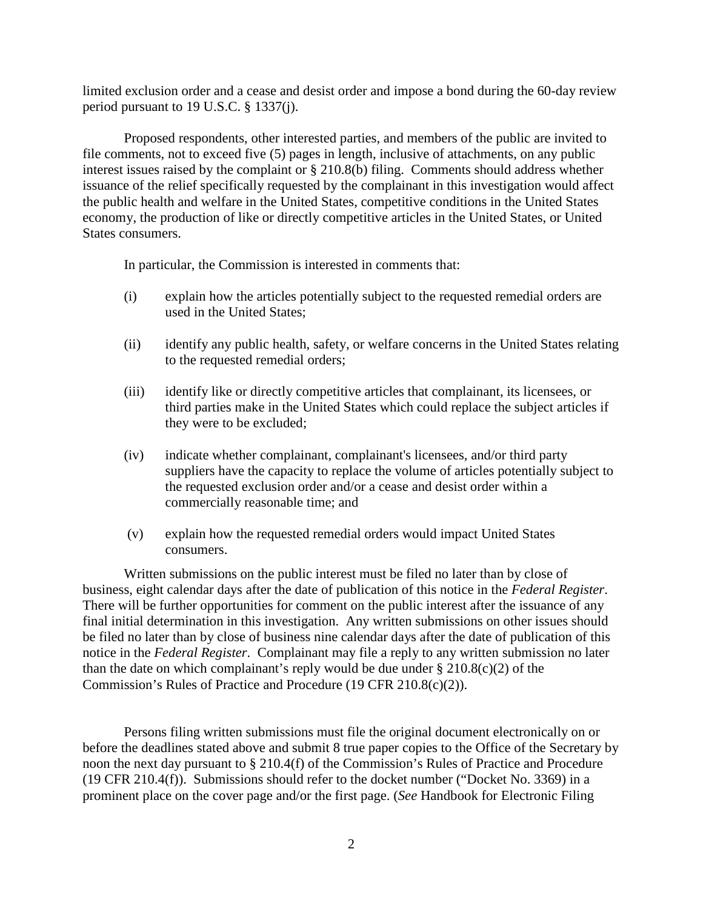limited exclusion order and a cease and desist order and impose a bond during the 60-day review period pursuant to 19 U.S.C. § 1337(j).

Proposed respondents, other interested parties, and members of the public are invited to file comments, not to exceed five (5) pages in length, inclusive of attachments, on any public interest issues raised by the complaint or § 210.8(b) filing. Comments should address whether issuance of the relief specifically requested by the complainant in this investigation would affect the public health and welfare in the United States, competitive conditions in the United States economy, the production of like or directly competitive articles in the United States, or United States consumers.

In particular, the Commission is interested in comments that:

(i) explain how the articles potentially subject to the requested remedial orders are used in the United States;

(ii) identify any public health, safety, or welfare concerns in the United States relating to the requested remedial orders;

(iii) identify like or directly competitive articles that complainant, its licensees, or third parties make in the United States which could replace the subject articles if they were to be excluded;

(iv) indicate whether complainant, complainant's licensees, and/or third party suppliers have the capacity to replace the volume of articles potentially subject to the requested exclusion order and/or a cease and desist order within a commercially reasonable time; and

(v) explain how the requested remedial orders would impact United States consumers.

Written submissions on the public interest must be filed no later than by close of business, eight calendar days after the date of publication of this notice in the *Federal Register*. There will be further opportunities for comment on the public interest after the issuance of any final initial determination in this investigation. Any written submissions on other issues should be filed no later than by close of business nine calendar days after the date of publication of this notice in the *Federal Register*. Complainant may file a reply to any written submission no later than the date on which complainant's reply would be due under § 210.8(c)(2) of the Commission's Rules of Practice and Procedure (19 CFR 210.8(c)(2)).

Persons filing written submissions must file the original document electronically on or before the deadlines stated above and submit 8 true paper copies to the Office of the Secretary by noon the next day pursuant to § 210.4(f) of the Commission's Rules of Practice and Procedure (19 CFR 210.4(f)). Submissions should refer to the docket number ("Docket No. 3369) in a prominent place on the cover page and/or the first page. (*See* Handbook for Electronic Filing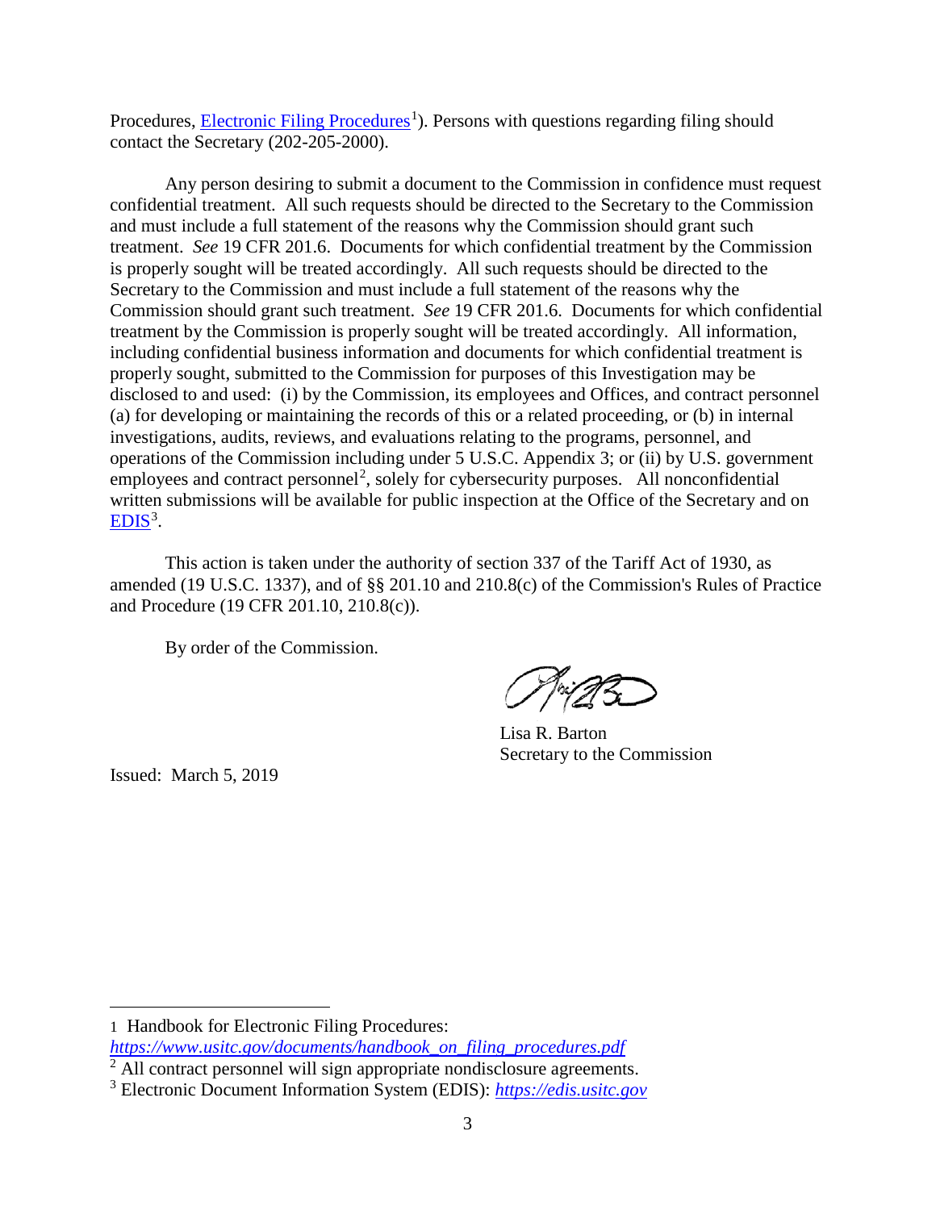Procedures, Electronic Filing Procedures[1]). Persons with questions regarding filing should contact the Secretary (202-205-2000).

Any person desiring to submit a document to the Commission in confidence must request confidential treatment. All such requests should be directed to the Secretary to the Commission and must include a full statement of the reasons why the Commission should grant such treatment. *See* 19 CFR 201.6. Documents for which confidential treatment by the Commission is properly sought will be treated accordingly. All such requests should be directed to the Secretary to the Commission and must include a full statement of the reasons why the Commission should grant such treatment. *See* 19 CFR 201.6. Documents for which confidential treatment by the Commission is properly sought will be treated accordingly. All information, including confidential business information and documents for which confidential treatment is properly sought, submitted to the Commission for purposes of this Investigation may be disclosed to and used: (i) by the Commission, its employees and Offices, and contract personnel (a) for developing or maintaining the records of this or a related proceeding, or (b) in internal investigations, audits, reviews, and evaluations relating to the programs, personnel, and operations of the Commission including under 5 U.S.C. Appendix 3; or (ii) by U.S. government employees and contract personnel[2], solely for cybersecurity purposes. All nonconfidential written submissions will be available for public inspection at the Office of the Secretary and on EDIS[3].

This action is taken under the authority of section 337 of the Tariff Act of 1930, as amended (19 U.S.C. 1337), and of §§ 201.10 and 210.8(c) of the Commission's Rules of Practice and Procedure (19 CFR 201.10, 210.8(c)).

By order of the Commission.

Lisa R. Barton
Secretary to the Commission

Issued: March 5, 2019

---

1 Handbook for Electronic Filing Procedures: *https://www.usitc.gov/documents/handbook_on_filing_procedures.pdf*

2 All contract personnel will sign appropriate nondisclosure agreements.

3 Electronic Document Information System (EDIS): *https://edis.usitc.gov*